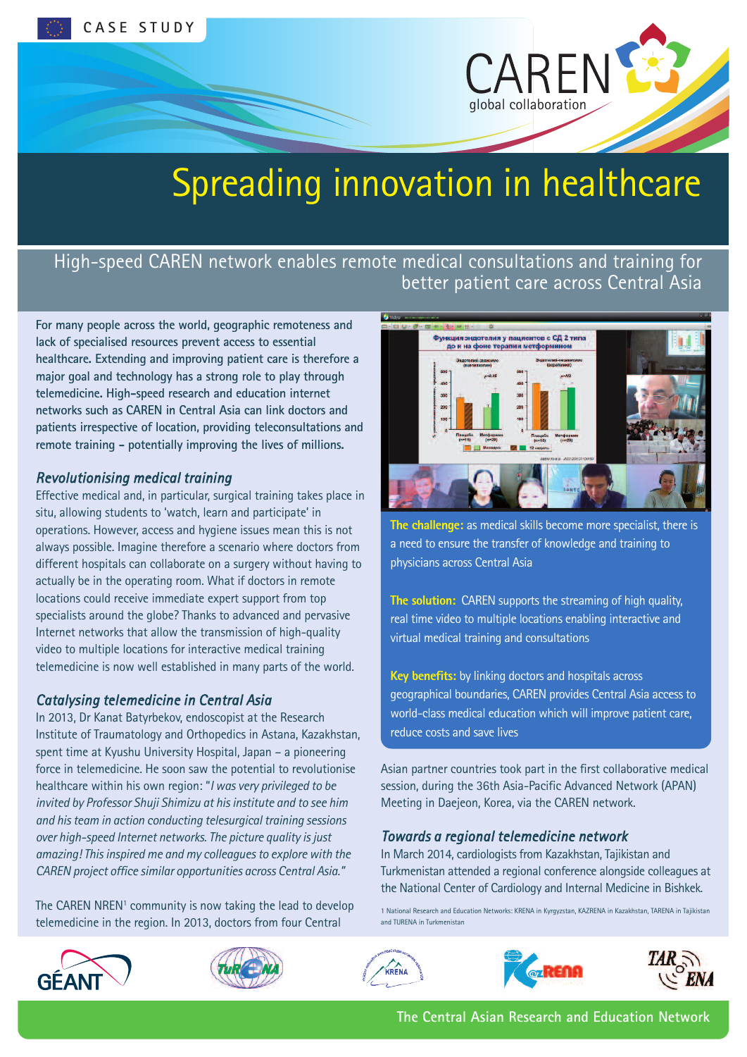CASE STUDY

CAREN global collaboration

# Spreading innovation in healthcare

## High-speed CAREN network enables remote medical consultations and training for better patient care across Central Asia

**For many people across the world, geographic remoteness and lack of specialised resources prevent access to essential healthcare. Extending and improving patient care is therefore a major goal and technology has a strong role to play through telemedicine. High-speed research and education internet networks such as CAREN in Central Asia can link doctors and patients irrespective of location, providing teleconsultations and remote training – potentially improving the lives of millions.**

### *Revolutionising medical training*

Effective medical and, in particular, surgical training takes place in situ, allowing students to 'watch, learn and participate' in operations. However, access and hygiene issues mean this is not always possible. Imagine therefore a scenario where doctors from different hospitals can collaborate on a surgery without having to actually be in the operating room. What if doctors in remote locations could receive immediate expert support from top specialists around the globe? Thanks to advanced and pervasive Internet networks that allow the transmission of high-quality video to multiple locations for interactive medical training telemedicine is now well established in many parts of the world.

### *Catalysing telemedicine in Central Asia*

In 2013, Dr Kanat Batyrbekov, endoscopist at the Research Institute of Traumatology and Orthopedics in Astana, Kazakhstan, spent time at Kyushu University Hospital, Japan – a pioneering force in telemedicine. He soon saw the potential to revolutionise healthcare within his own region: "*I was very privileged to be invited by Professor Shuji Shimizu at his institute and to see him and his team in action conducting telesurgical training sessions over high-speed Internet networks. The picture quality is just amazing! This inspired me and my colleagues to explore with the CAREN project office similar opportunities across Central Asia.*"

The CAREN NREN[1] community is now taking the lead to develop telemedicine in the region. In 2013, doctors from four Central Asian partner countries took part in the first collaborative medical session, during the 36th Asia-Pacific Advanced Network (APAN) Meeting in Daejeon, Korea, via the CAREN network.

**The challenge:** as medical skills become more specialist, there is a need to ensure the transfer of knowledge and training to physicians across Central Asia

**The solution:** CAREN supports the streaming of high quality, real time video to multiple locations enabling interactive and virtual medical training and consultations

**Key benefits:** by linking doctors and hospitals across geographical boundaries, CAREN provides Central Asia access to world-class medical education which will improve patient care, reduce costs and save lives

### *Towards a regional telemedicine network*

In March 2014, cardiologists from Kazakhstan, Tajikistan and Turkmenistan attended a regional conference alongside colleagues at the National Center of Cardiology and Internal Medicine in Bishkek.

1 National Research and Education Networks: KRENA in Kyrgyzstan, KAZRENA in Kazakhstan, TARENA in Tajikistan and TURENA in Turkmenistan

GÉANT TuRENA KRENA KazRENA TARENA

The Central Asian Research and Education Network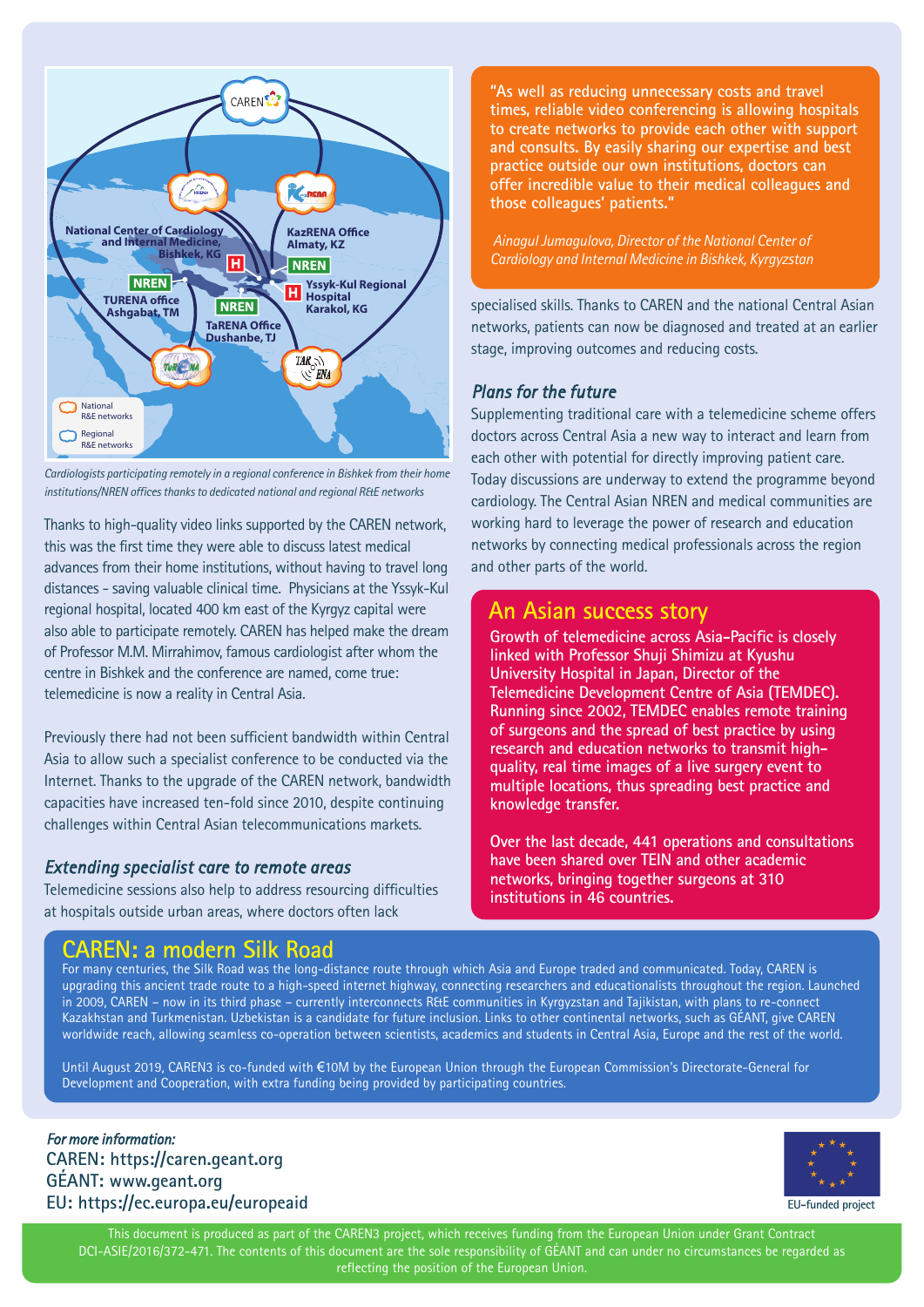National Center of Cardiology and Internal Medicine, Bishkek, KG

KazRENA Office Almaty, KZ

NREN

Yssyk-Kul Regional Hospital Karakol, KG

NREN

TURENA office Ashgabat, TM

NREN

TaRENA Office Dushanbe, TJ

National R&E networks

Regional R&E networks

*Cardiologists participating remotely in a regional conference in Bishkek from their home institutions/NREN offices thanks to dedicated national and regional R&E networks*

Thanks to high-quality video links supported by the CAREN network, this was the first time they were able to discuss latest medical advances from their home institutions, without having to travel long distances - saving valuable clinical time. Physicians at the Yssyk-Kul regional hospital, located 400 km east of the Kyrgyz capital were also able to participate remotely. CAREN has helped make the dream of Professor M.M. Mirrahimov, famous cardiologist after whom the centre in Bishkek and the conference are named, come true: telemedicine is now a reality in Central Asia.

Previously there had not been sufficient bandwidth within Central Asia to allow such a specialist conference to be conducted via the Internet. Thanks to the upgrade of the CAREN network, bandwidth capacities have increased ten-fold since 2010, despite continuing challenges within Central Asian telecommunications markets.

### *Extending specialist care to remote areas*

Telemedicine sessions also help to address resourcing difficulties at hospitals outside urban areas, where doctors often lack specialised skills. Thanks to CAREN and the national Central Asian networks, patients can now be diagnosed and treated at an earlier stage, improving outcomes and reducing costs.

> **"As well as reducing unnecessary costs and travel times, reliable video conferencing is allowing hospitals to create networks to provide each other with support and consults. By easily sharing our expertise and best practice outside our own institutions, doctors can offer incredible value to their medical colleagues and those colleagues' patients."**
>
> *Ainagul Jumagulova, Director of the National Center of Cardiology and Internal Medicine in Bishkek, Kyrgyzstan*

### *Plans for the future*

Supplementing traditional care with a telemedicine scheme offers doctors across Central Asia a new way to interact and learn from each other with potential for directly improving patient care. Today discussions are underway to extend the programme beyond cardiology. The Central Asian NREN and medical communities are working hard to leverage the power of research and education networks by connecting medical professionals across the region and other parts of the world.

## An Asian success story

**Growth of telemedicine across Asia-Pacific is closely linked with Professor Shuji Shimizu at Kyushu University Hospital in Japan, Director of the Telemedicine Development Centre of Asia (TEMDEC). Running since 2002, TEMDEC enables remote training of surgeons and the spread of best practice by using research and education networks to transmit high-quality, real time images of a live surgery event to multiple locations, thus spreading best practice and knowledge transfer.**

**Over the last decade, 441 operations and consultations have been shared over TEIN and other academic networks, bringing together surgeons at 310 institutions in 46 countries.**

## CAREN: a modern Silk Road

For many centuries, the Silk Road was the long-distance route through which Asia and Europe traded and communicated. Today, CAREN is upgrading this ancient trade route to a high-speed internet highway, connecting researchers and educationalists throughout the region. Launched in 2009, CAREN – now in its third phase – currently interconnects R&E communities in Kyrgyzstan and Tajikistan, with plans to re-connect Kazakhstan and Turkmenistan. Uzbekistan is a candidate for future inclusion. Links to other continental networks, such as GÉANT, give CAREN worldwide reach, allowing seamless co-operation between scientists, academics and students in Central Asia, Europe and the rest of the world.

Until August 2019, CAREN3 is co-funded with €10M by the European Union through the European Commission's Directorate-General for Development and Cooperation, with extra funding being provided by participating countries.

*For more information:*

**CAREN: https://caren.geant.org**
**GÉANT: www.geant.org**
**EU: https://ec.europa.eu/europeaid**

EU-funded project

This document is produced as part of the CAREN3 project, which receives funding from the European Union under Grant Contract DCI-ASIE/2016/372-471. The contents of this document are the sole responsibility of GÉANT and can under no circumstances be regarded as reflecting the position of the European Union.